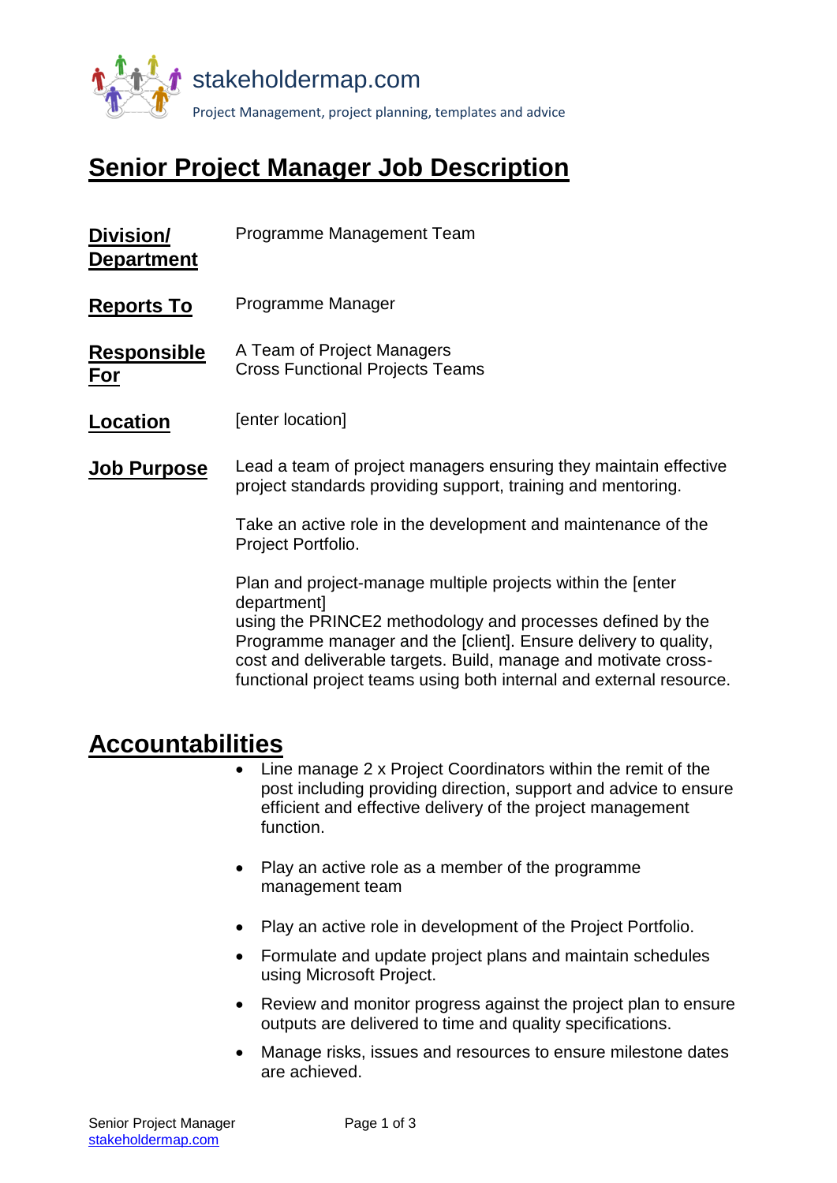stakeholdermap.com

Project Management, project planning, templates and advice

# Senior Project Manager Job Description

**Division/ Department**

Programme Management Team

**Reports To**

Programme Manager

**Responsible For**

A Team of Project Managers
Cross Functional Projects Teams

**Location**

[enter location]

**Job Purpose**

Lead a team of project managers ensuring they maintain effective project standards providing support, training and mentoring.

Take an active role in the development and maintenance of the Project Portfolio.

Plan and project-manage multiple projects within the [enter department]
using the PRINCE2 methodology and processes defined by the Programme manager and the [client]. Ensure delivery to quality, cost and deliverable targets. Build, manage and motivate cross-functional project teams using both internal and external resource.

## Accountabilities

- Line manage 2 x Project Coordinators within the remit of the post including providing direction, support and advice to ensure efficient and effective delivery of the project management function.
- Play an active role as a member of the programme management team
- Play an active role in development of the Project Portfolio.
- Formulate and update project plans and maintain schedules using Microsoft Project.
- Review and monitor progress against the project plan to ensure outputs are delivered to time and quality specifications.
- Manage risks, issues and resources to ensure milestone dates are achieved.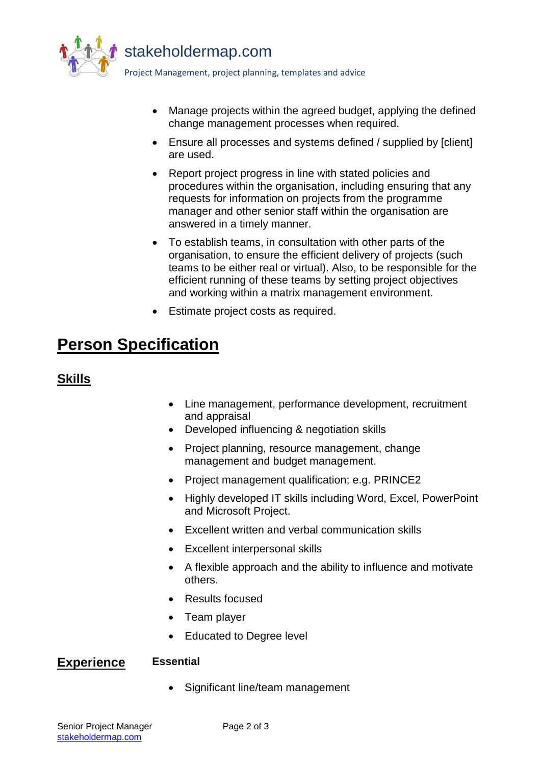- Manage projects within the agreed budget, applying the defined change management processes when required.
- Ensure all processes and systems defined / supplied by [client] are used.
- Report project progress in line with stated policies and procedures within the organisation, including ensuring that any requests for information on projects from the programme manager and other senior staff within the organisation are answered in a timely manner.
- To establish teams, in consultation with other parts of the organisation, to ensure the efficient delivery of projects (such teams to be either real or virtual). Also, to be responsible for the efficient running of these teams by setting project objectives and working within a matrix management environment.
- Estimate project costs as required.

# Person Specification

## Skills

- Line management, performance development, recruitment and appraisal
- Developed influencing & negotiation skills
- Project planning, resource management, change management and budget management.
- Project management qualification; e.g. PRINCE2
- Highly developed IT skills including Word, Excel, PowerPoint and Microsoft Project.
- Excellent written and verbal communication skills
- Excellent interpersonal skills
- A flexible approach and the ability to influence and motivate others.
- Results focused
- Team player
- Educated to Degree level

## Experience

**Essential**

- Significant line/team management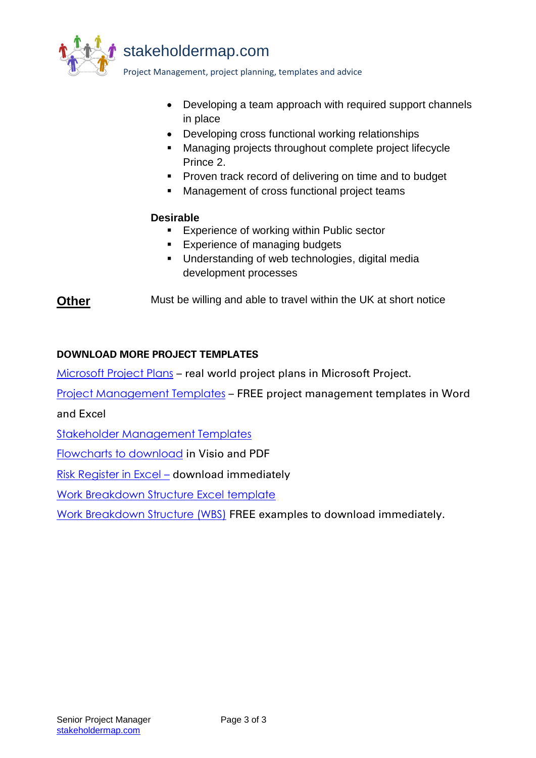- Developing a team approach with required support channels in place
- Developing cross functional working relationships
- Managing projects throughout complete project lifecycle Prince 2.
- Proven track record of delivering on time and to budget
- Management of cross functional project teams

**Desirable**

- Experience of working within Public sector
- Experience of managing budgets
- Understanding of web technologies, digital media development processes

**Other**

Must be willing and able to travel within the UK at short notice

**DOWNLOAD MORE PROJECT TEMPLATES**

Microsoft Project Plans – real world project plans in Microsoft Project.

Project Management Templates – FREE project management templates in Word and Excel

Stakeholder Management Templates

Flowcharts to download in Visio and PDF

Risk Register in Excel – download immediately

Work Breakdown Structure Excel template

Work Breakdown Structure (WBS) FREE examples to download immediately.